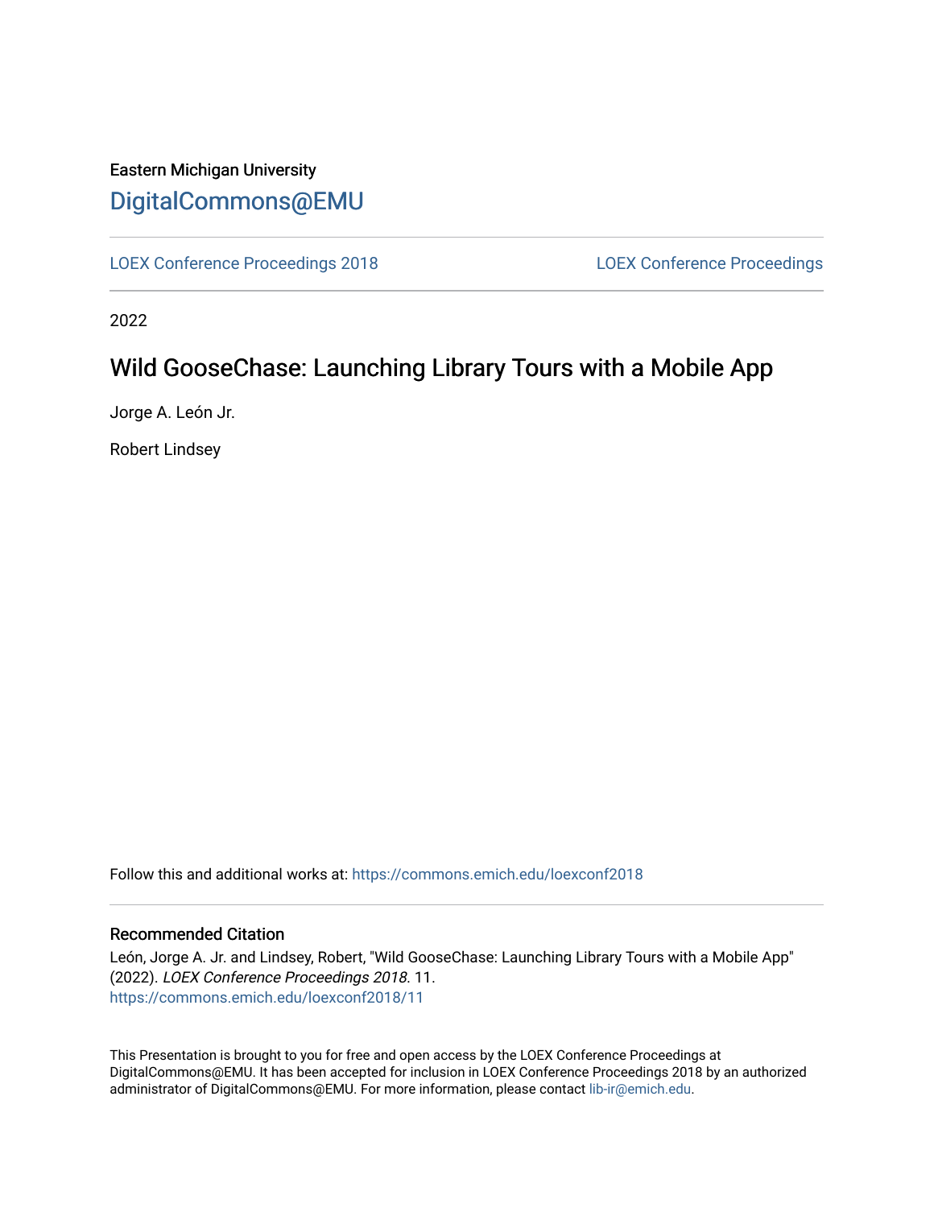Eastern Michigan University

DigitalCommons@EMU

LOEX Conference Proceedings 2018

LOEX Conference Proceedings

2022

# Wild GooseChase: Launching Library Tours with a Mobile App

Jorge A. León Jr.

Robert Lindsey

Follow this and additional works at: https://commons.emich.edu/loexconf2018

## Recommended Citation

León, Jorge A. Jr. and Lindsey, Robert, "Wild GooseChase: Launching Library Tours with a Mobile App" (2022). *LOEX Conference Proceedings 2018*. 11.
https://commons.emich.edu/loexconf2018/11

This Presentation is brought to you for free and open access by the LOEX Conference Proceedings at DigitalCommons@EMU. It has been accepted for inclusion in LOEX Conference Proceedings 2018 by an authorized administrator of DigitalCommons@EMU. For more information, please contact lib-ir@emich.edu.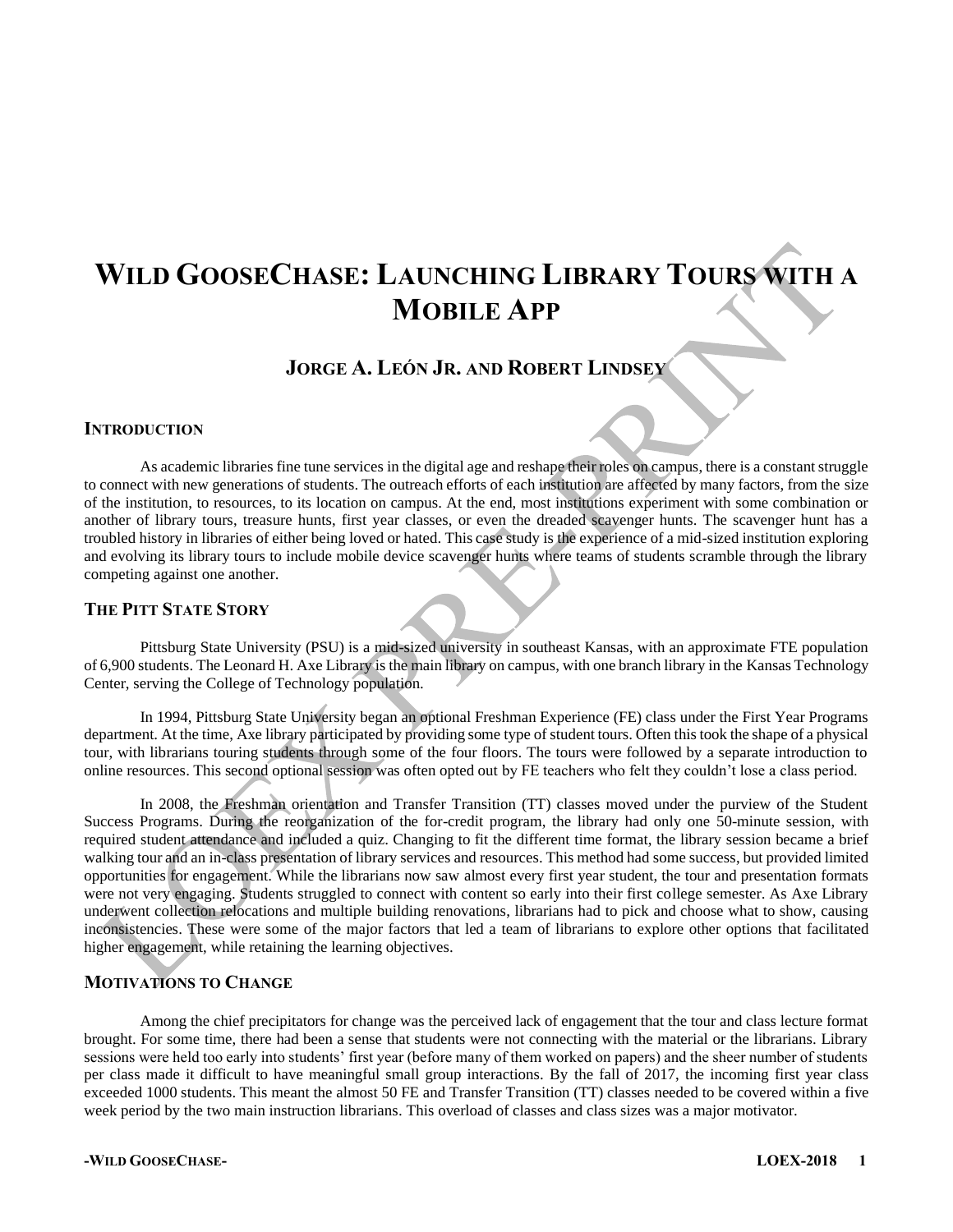# WILD GOOSECHASE: LAUNCHING LIBRARY TOURS WITH A MOBILE APP

### JORGE A. LEÓN JR. AND ROBERT LINDSEY

## INTRODUCTION

As academic libraries fine tune services in the digital age and reshape their roles on campus, there is a constant struggle to connect with new generations of students. The outreach efforts of each institution are affected by many factors, from the size of the institution, to resources, to its location on campus. At the end, most institutions experiment with some combination or another of library tours, treasure hunts, first year classes, or even the dreaded scavenger hunts. The scavenger hunt has a troubled history in libraries of either being loved or hated. This case study is the experience of a mid-sized institution exploring and evolving its library tours to include mobile device scavenger hunts where teams of students scramble through the library competing against one another.

## THE PITT STATE STORY

Pittsburg State University (PSU) is a mid-sized university in southeast Kansas, with an approximate FTE population of 6,900 students. The Leonard H. Axe Library is the main library on campus, with one branch library in the Kansas Technology Center, serving the College of Technology population.

In 1994, Pittsburg State University began an optional Freshman Experience (FE) class under the First Year Programs department. At the time, Axe library participated by providing some type of student tours. Often this took the shape of a physical tour, with librarians touring students through some of the four floors. The tours were followed by a separate introduction to online resources. This second optional session was often opted out by FE teachers who felt they couldn't lose a class period.

In 2008, the Freshman orientation and Transfer Transition (TT) classes moved under the purview of the Student Success Programs. During the reorganization of the for-credit program, the library had only one 50-minute session, with required student attendance and included a quiz. Changing to fit the different time format, the library session became a brief walking tour and an in-class presentation of library services and resources. This method had some success, but provided limited opportunities for engagement. While the librarians now saw almost every first year student, the tour and presentation formats were not very engaging. Students struggled to connect with content so early into their first college semester. As Axe Library underwent collection relocations and multiple building renovations, librarians had to pick and choose what to show, causing inconsistencies. These were some of the major factors that led a team of librarians to explore other options that facilitated higher engagement, while retaining the learning objectives.

## MOTIVATIONS TO CHANGE

Among the chief precipitators for change was the perceived lack of engagement that the tour and class lecture format brought. For some time, there had been a sense that students were not connecting with the material or the librarians. Library sessions were held too early into students' first year (before many of them worked on papers) and the sheer number of students per class made it difficult to have meaningful small group interactions. By the fall of 2017, the incoming first year class exceeded 1000 students. This meant the almost 50 FE and Transfer Transition (TT) classes needed to be covered within a five week period by the two main instruction librarians. This overload of classes and class sizes was a major motivator.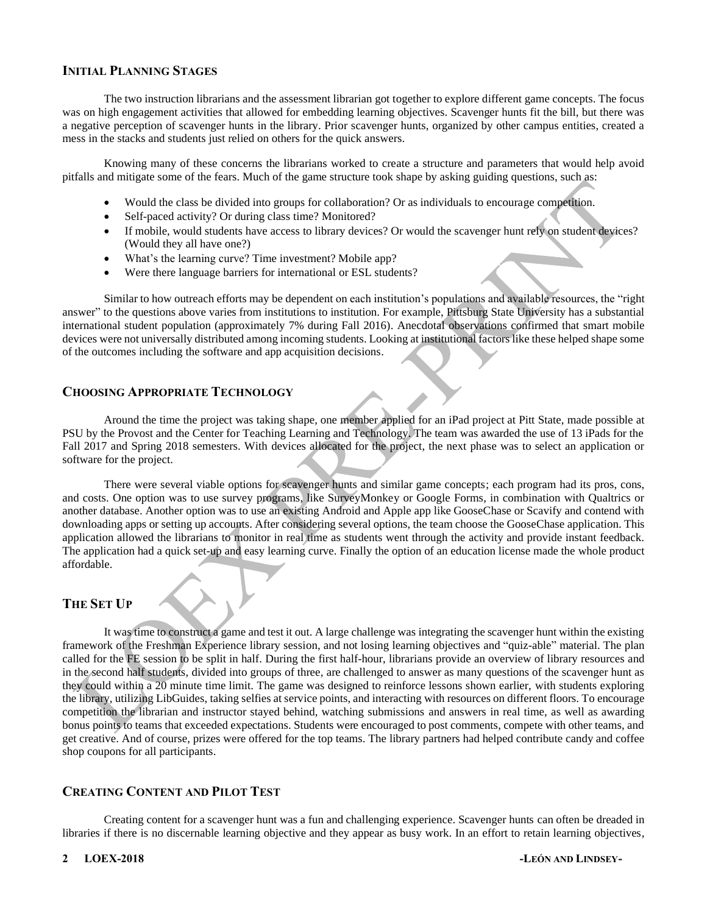## Initial Planning Stages

The two instruction librarians and the assessment librarian got together to explore different game concepts. The focus was on high engagement activities that allowed for embedding learning objectives. Scavenger hunts fit the bill, but there was a negative perception of scavenger hunts in the library. Prior scavenger hunts, organized by other campus entities, created a mess in the stacks and students just relied on others for the quick answers.

Knowing many of these concerns the librarians worked to create a structure and parameters that would help avoid pitfalls and mitigate some of the fears. Much of the game structure took shape by asking guiding questions, such as:

- Would the class be divided into groups for collaboration? Or as individuals to encourage competition.
- Self-paced activity? Or during class time? Monitored?
- If mobile, would students have access to library devices? Or would the scavenger hunt rely on student devices? (Would they all have one?)
- What's the learning curve? Time investment? Mobile app?
- Were there language barriers for international or ESL students?

Similar to how outreach efforts may be dependent on each institution's populations and available resources, the "right answer" to the questions above varies from institutions to institution. For example, Pittsburg State University has a substantial international student population (approximately 7% during Fall 2016). Anecdotal observations confirmed that smart mobile devices were not universally distributed among incoming students. Looking at institutional factors like these helped shape some of the outcomes including the software and app acquisition decisions.

## Choosing Appropriate Technology

Around the time the project was taking shape, one member applied for an iPad project at Pitt State, made possible at PSU by the Provost and the Center for Teaching Learning and Technology. The team was awarded the use of 13 iPads for the Fall 2017 and Spring 2018 semesters. With devices allocated for the project, the next phase was to select an application or software for the project.

There were several viable options for scavenger hunts and similar game concepts; each program had its pros, cons, and costs. One option was to use survey programs, like SurveyMonkey or Google Forms, in combination with Qualtrics or another database. Another option was to use an existing Android and Apple app like GooseChase or Scavify and contend with downloading apps or setting up accounts. After considering several options, the team choose the GooseChase application. This application allowed the librarians to monitor in real time as students went through the activity and provide instant feedback. The application had a quick set-up and easy learning curve. Finally the option of an education license made the whole product affordable.

## The Set Up

It was time to construct a game and test it out. A large challenge was integrating the scavenger hunt within the existing framework of the Freshman Experience library session, and not losing learning objectives and "quiz-able" material. The plan called for the FE session to be split in half. During the first half-hour, librarians provide an overview of library resources and in the second half students, divided into groups of three, are challenged to answer as many questions of the scavenger hunt as they could within a 20 minute time limit. The game was designed to reinforce lessons shown earlier, with students exploring the library, utilizing LibGuides, taking selfies at service points, and interacting with resources on different floors. To encourage competition the librarian and instructor stayed behind, watching submissions and answers in real time, as well as awarding bonus points to teams that exceeded expectations. Students were encouraged to post comments, compete with other teams, and get creative. And of course, prizes were offered for the top teams. The library partners had helped contribute candy and coffee shop coupons for all participants.

## Creating Content and Pilot Test

Creating content for a scavenger hunt was a fun and challenging experience. Scavenger hunts can often be dreaded in libraries if there is no discernable learning objective and they appear as busy work. In an effort to retain learning objectives,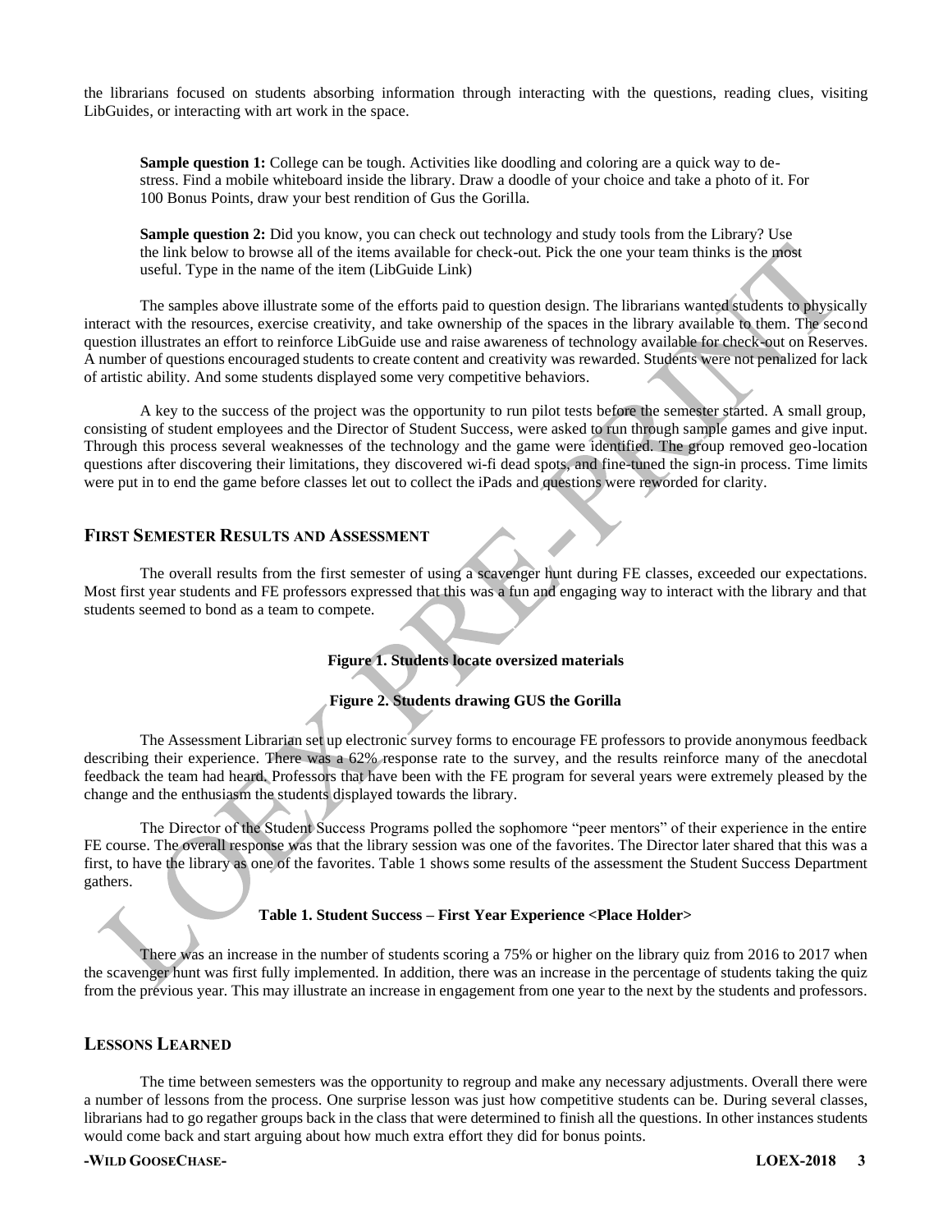the librarians focused on students absorbing information through interacting with the questions, reading clues, visiting LibGuides, or interacting with art work in the space.

> **Sample question 1:** College can be tough. Activities like doodling and coloring are a quick way to de-stress. Find a mobile whiteboard inside the library. Draw a doodle of your choice and take a photo of it. For 100 Bonus Points, draw your best rendition of Gus the Gorilla.
>
> **Sample question 2:** Did you know, you can check out technology and study tools from the Library? Use the link below to browse all of the items available for check-out. Pick the one your team thinks is the most useful. Type in the name of the item (LibGuide Link)

The samples above illustrate some of the efforts paid to question design. The librarians wanted students to physically interact with the resources, exercise creativity, and take ownership of the spaces in the library available to them. The second question illustrates an effort to reinforce LibGuide use and raise awareness of technology available for check-out on Reserves. A number of questions encouraged students to create content and creativity was rewarded. Students were not penalized for lack of artistic ability. And some students displayed some very competitive behaviors.

A key to the success of the project was the opportunity to run pilot tests before the semester started. A small group, consisting of student employees and the Director of Student Success, were asked to run through sample games and give input. Through this process several weaknesses of the technology and the game were identified. The group removed geo-location questions after discovering their limitations, they discovered wi-fi dead spots, and fine-tuned the sign-in process. Time limits were put in to end the game before classes let out to collect the iPads and questions were reworded for clarity.

## First Semester Results and Assessment

The overall results from the first semester of using a scavenger hunt during FE classes, exceeded our expectations. Most first year students and FE professors expressed that this was a fun and engaging way to interact with the library and that students seemed to bond as a team to compete.

**Figure 1. Students locate oversized materials**

**Figure 2. Students drawing GUS the Gorilla**

The Assessment Librarian set up electronic survey forms to encourage FE professors to provide anonymous feedback describing their experience. There was a 62% response rate to the survey, and the results reinforce many of the anecdotal feedback the team had heard. Professors that have been with the FE program for several years were extremely pleased by the change and the enthusiasm the students displayed towards the library.

The Director of the Student Success Programs polled the sophomore "peer mentors" of their experience in the entire FE course. The overall response was that the library session was one of the favorites. The Director later shared that this was a first, to have the library as one of the favorites. Table 1 shows some results of the assessment the Student Success Department gathers.

**Table 1. Student Success – First Year Experience <Place Holder>**

There was an increase in the number of students scoring a 75% or higher on the library quiz from 2016 to 2017 when the scavenger hunt was first fully implemented. In addition, there was an increase in the percentage of students taking the quiz from the previous year. This may illustrate an increase in engagement from one year to the next by the students and professors.

## Lessons Learned

The time between semesters was the opportunity to regroup and make any necessary adjustments. Overall there were a number of lessons from the process. One surprise lesson was just how competitive students can be. During several classes, librarians had to go regather groups back in the class that were determined to finish all the questions. In other instances students would come back and start arguing about how much extra effort they did for bonus points.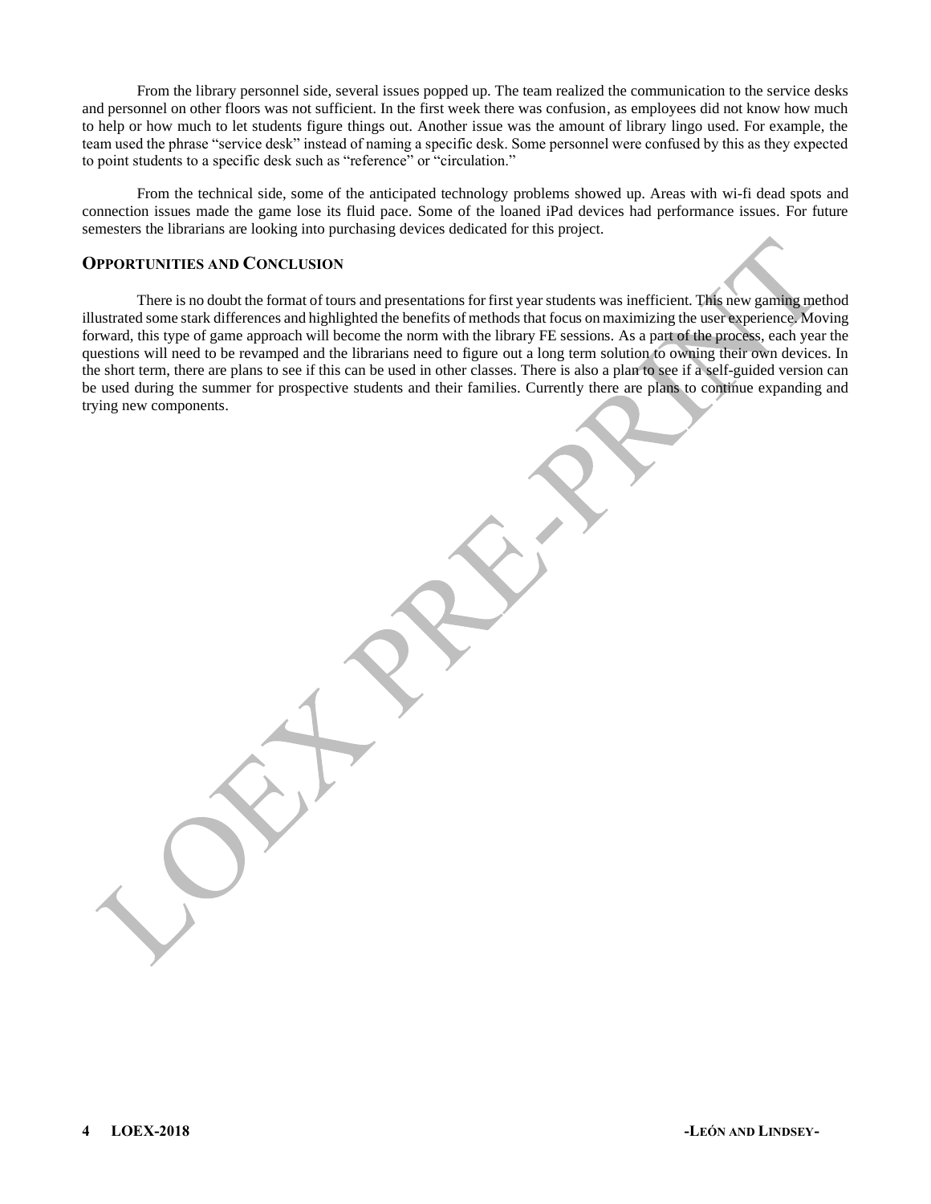From the library personnel side, several issues popped up. The team realized the communication to the service desks and personnel on other floors was not sufficient. In the first week there was confusion, as employees did not know how much to help or how much to let students figure things out. Another issue was the amount of library lingo used. For example, the team used the phrase "service desk" instead of naming a specific desk. Some personnel were confused by this as they expected to point students to a specific desk such as "reference" or "circulation."

From the technical side, some of the anticipated technology problems showed up. Areas with wi-fi dead spots and connection issues made the game lose its fluid pace. Some of the loaned iPad devices had performance issues. For future semesters the librarians are looking into purchasing devices dedicated for this project.

## Opportunities and Conclusion

There is no doubt the format of tours and presentations for first year students was inefficient. This new gaming method illustrated some stark differences and highlighted the benefits of methods that focus on maximizing the user experience. Moving forward, this type of game approach will become the norm with the library FE sessions. As a part of the process, each year the questions will need to be revamped and the librarians need to figure out a long term solution to owning their own devices. In the short term, there are plans to see if this can be used in other classes. There is also a plan to see if a self-guided version can be used during the summer for prospective students and their families. Currently there are plans to continue expanding and trying new components.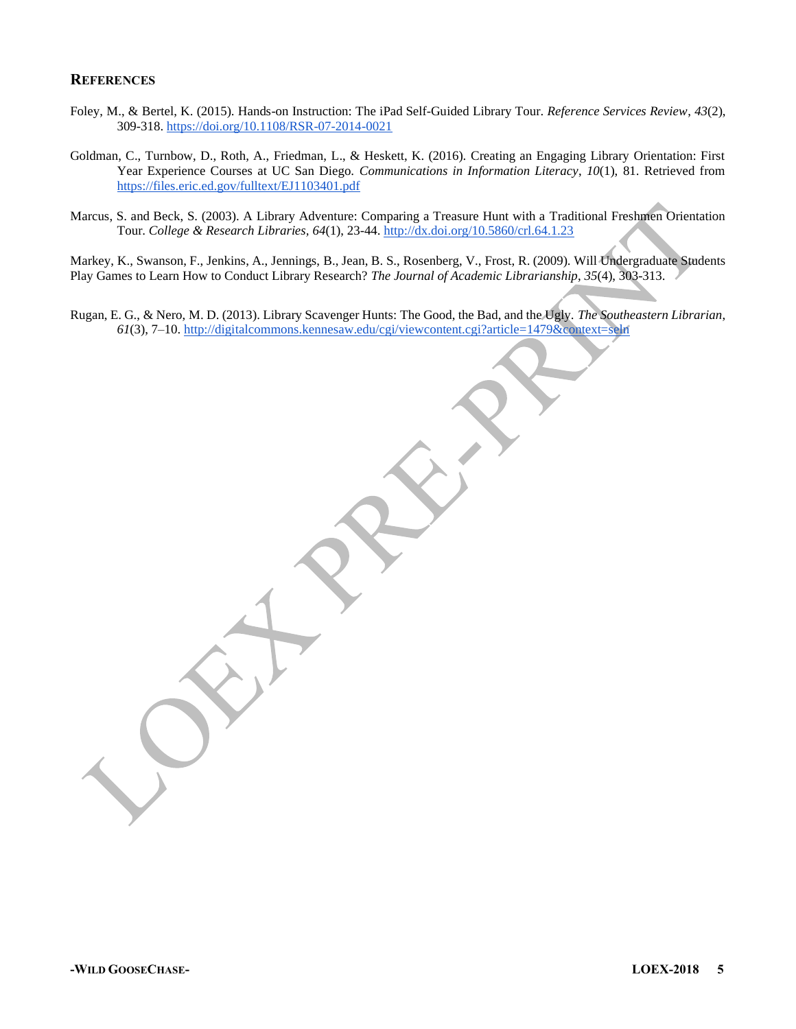## References

Foley, M., & Bertel, K. (2015). Hands-on Instruction: The iPad Self-Guided Library Tour. *Reference Services Review*, *43*(2), 309-318. https://doi.org/10.1108/RSR-07-2014-0021

Goldman, C., Turnbow, D., Roth, A., Friedman, L., & Heskett, K. (2016). Creating an Engaging Library Orientation: First Year Experience Courses at UC San Diego. *Communications in Information Literacy*, *10*(1), 81. Retrieved from https://files.eric.ed.gov/fulltext/EJ1103401.pdf

Marcus, S. and Beck, S. (2003). A Library Adventure: Comparing a Treasure Hunt with a Traditional Freshmen Orientation Tour. *College & Research Libraries*, *64*(1), 23-44. http://dx.doi.org/10.5860/crl.64.1.23

Markey, K., Swanson, F., Jenkins, A., Jennings, B., Jean, B. S., Rosenberg, V., Frost, R. (2009). Will Undergraduate Students Play Games to Learn How to Conduct Library Research? *The Journal of Academic Librarianship*, *35*(4), 303-313.

Rugan, E. G., & Nero, M. D. (2013). Library Scavenger Hunts: The Good, the Bad, and the Ugly. *The Southeastern Librarian*, *61*(3), 7–10. http://digitalcommons.kennesaw.edu/cgi/viewcontent.cgi?article=1479&context=seln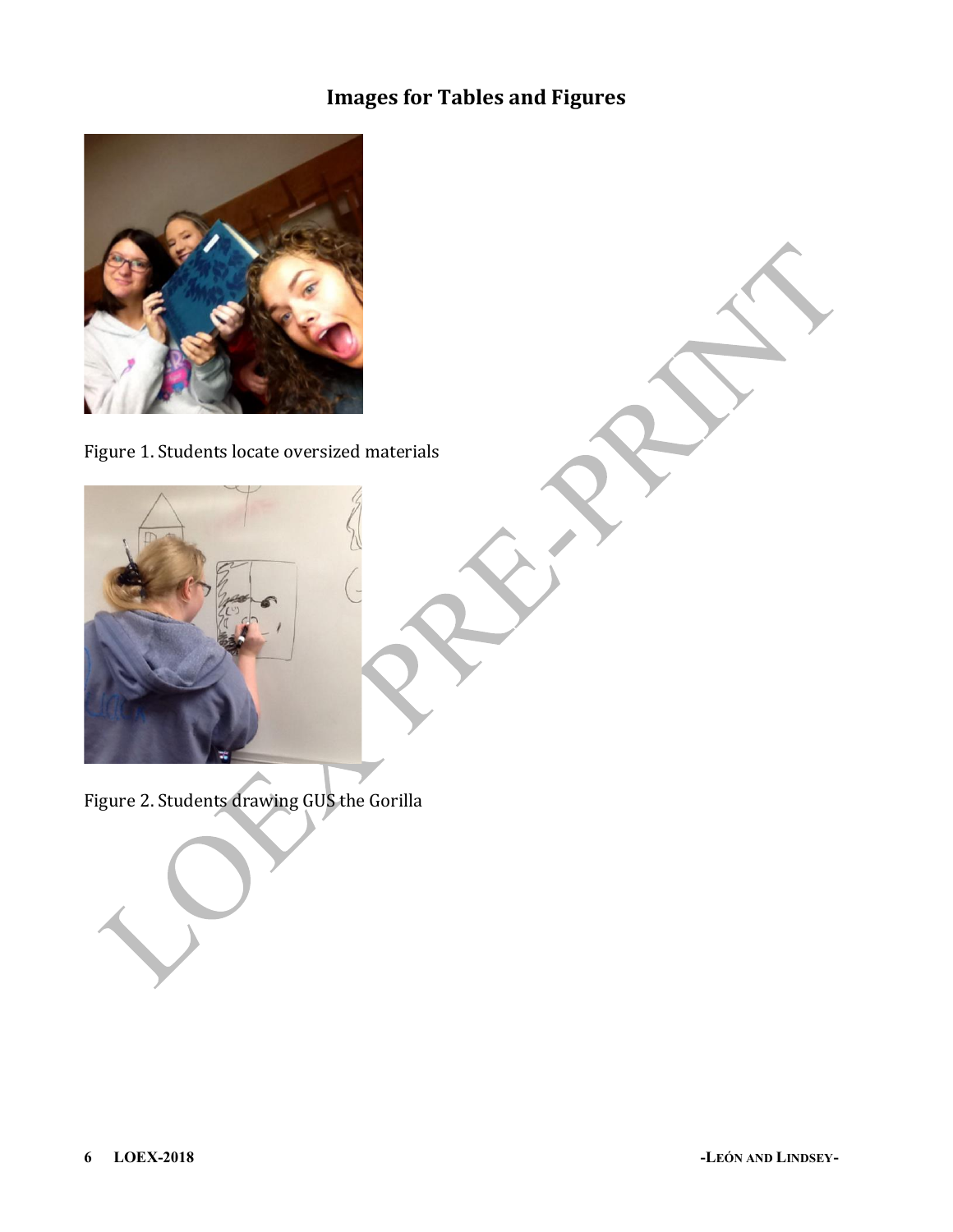## Images for Tables and Figures

Figure 1. Students locate oversized materials

Figure 2. Students drawing GUS the Gorilla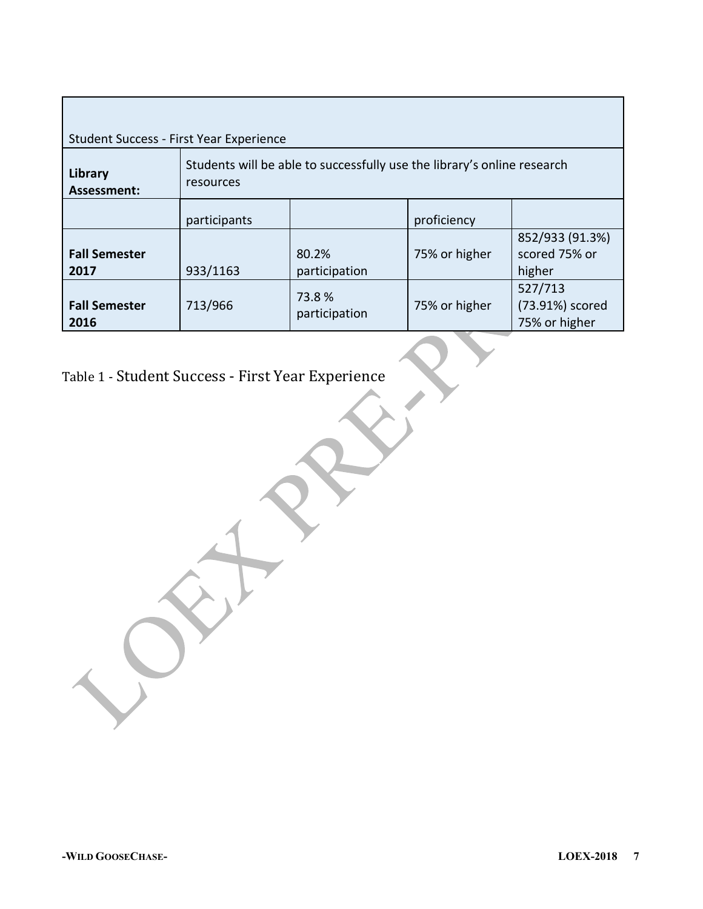| Student Success - First Year Experience | | | | |
|---|---|---|---|---|
| **Library Assessment:** | Students will be able to successfully use the library's online research resources | | | |
| | participants | | proficiency | |
| **Fall Semester 2017** | 933/1163 | 80.2% participation | 75% or higher | 852/933 (91.3%) scored 75% or higher |
| **Fall Semester 2016** | 713/966 | 73.8 % participation | 75% or higher | 527/713 (73.91%) scored 75% or higher |

Table 1 - Student Success - First Year Experience